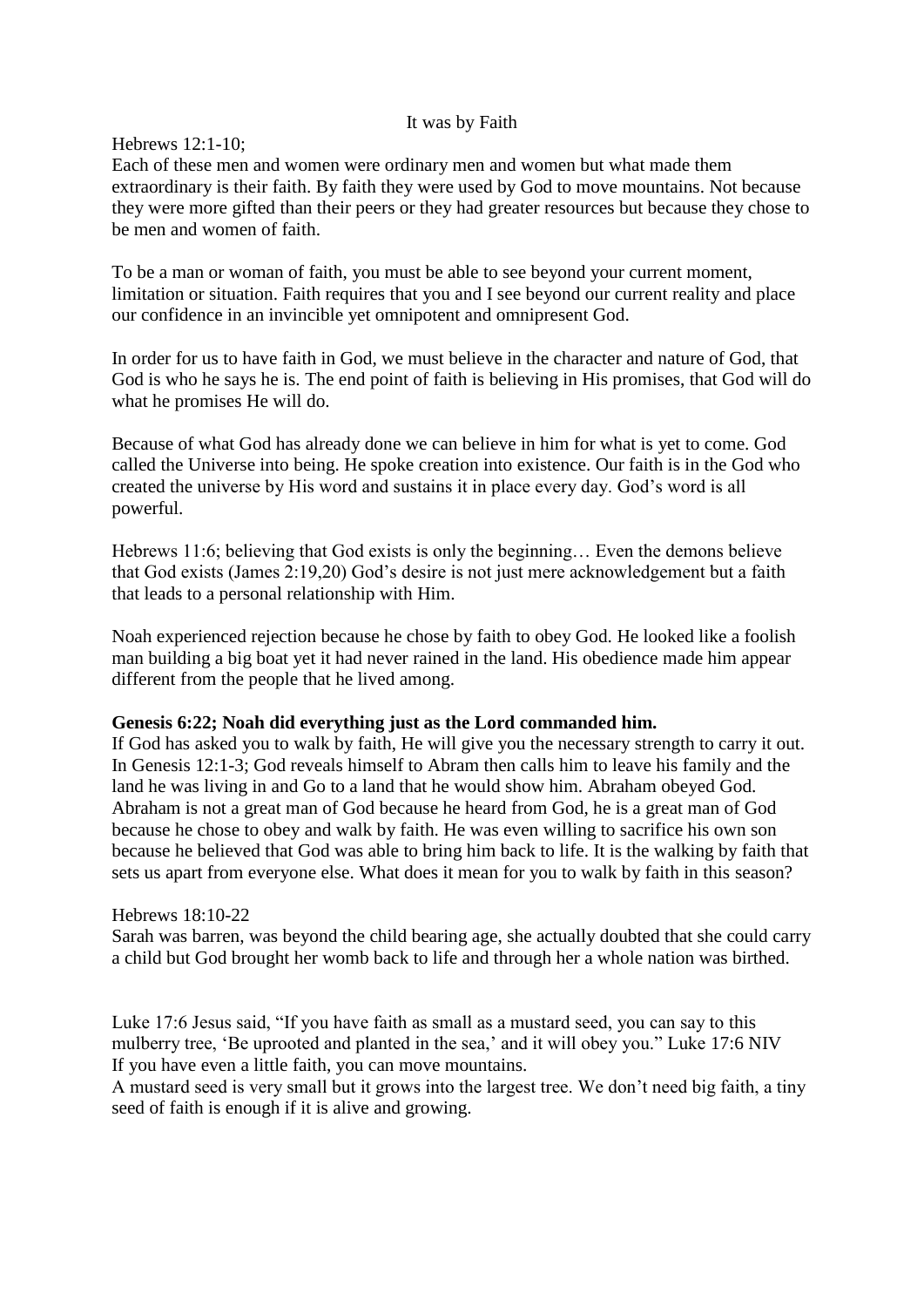# It was by Faith

Hebrews 12:1-10;

Each of these men and women were ordinary men and women but what made them extraordinary is their faith. By faith they were used by God to move mountains. Not because they were more gifted than their peers or they had greater resources but because they chose to be men and women of faith.

To be a man or woman of faith, you must be able to see beyond your current moment, limitation or situation. Faith requires that you and I see beyond our current reality and place our confidence in an invincible yet omnipotent and omnipresent God.

In order for us to have faith in God, we must believe in the character and nature of God, that God is who he says he is. The end point of faith is believing in His promises, that God will do what he promises He will do.

Because of what God has already done we can believe in him for what is yet to come. God called the Universe into being. He spoke creation into existence. Our faith is in the God who created the universe by His word and sustains it in place every day. God's word is all powerful.

Hebrews 11:6; believing that God exists is only the beginning… Even the demons believe that God exists (James 2:19,20) God's desire is not just mere acknowledgement but a faith that leads to a personal relationship with Him.

Noah experienced rejection because he chose by faith to obey God. He looked like a foolish man building a big boat yet it had never rained in the land. His obedience made him appear different from the people that he lived among.

**Genesis 6:22; Noah did everything just as the Lord commanded him.**

If God has asked you to walk by faith, He will give you the necessary strength to carry it out. In Genesis 12:1-3; God reveals himself to Abram then calls him to leave his family and the land he was living in and Go to a land that he would show him. Abraham obeyed God. Abraham is not a great man of God because he heard from God, he is a great man of God because he chose to obey and walk by faith. He was even willing to sacrifice his own son because he believed that God was able to bring him back to life. It is the walking by faith that sets us apart from everyone else. What does it mean for you to walk by faith in this season?

Hebrews 18:10-22

Sarah was barren, was beyond the child bearing age, she actually doubted that she could carry a child but God brought her womb back to life and through her a whole nation was birthed.

Luke 17:6 Jesus said, "If you have faith as small as a mustard seed, you can say to this mulberry tree, 'Be uprooted and planted in the sea,' and it will obey you." Luke 17:6 NIV

If you have even a little faith, you can move mountains.

A mustard seed is very small but it grows into the largest tree. We don't need big faith, a tiny seed of faith is enough if it is alive and growing.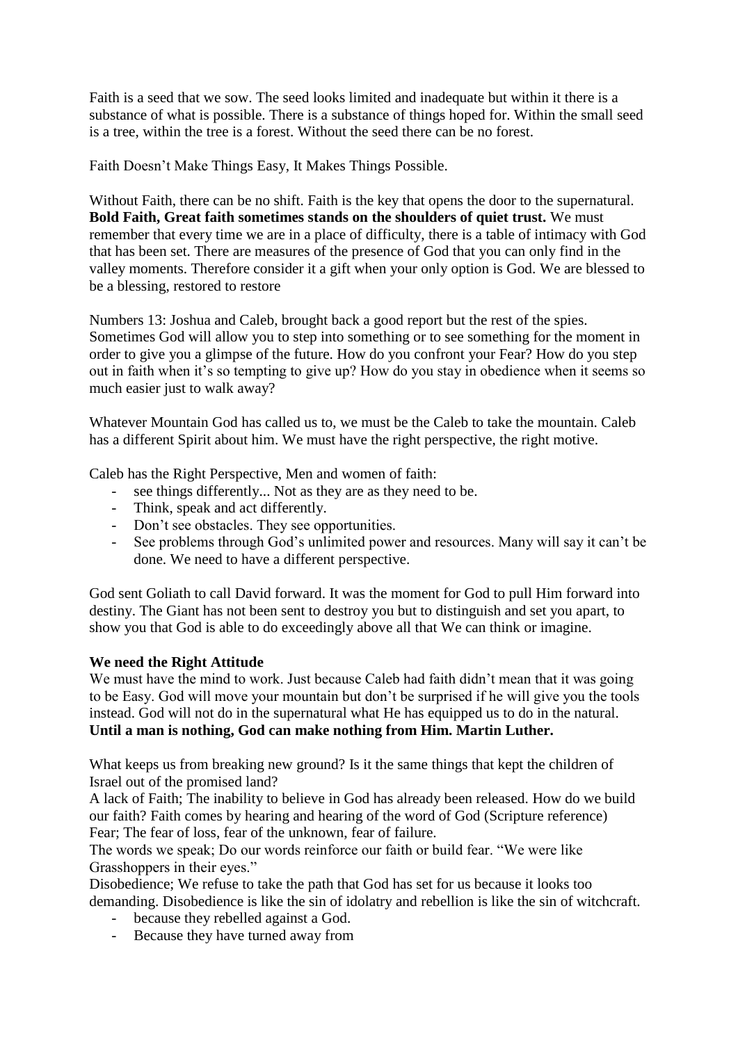Faith is a seed that we sow. The seed looks limited and inadequate but within it there is a substance of what is possible. There is a substance of things hoped for. Within the small seed is a tree, within the tree is a forest. Without the seed there can be no forest.

Faith Doesn't Make Things Easy, It Makes Things Possible.

Without Faith, there can be no shift. Faith is the key that opens the door to the supernatural. **Bold Faith, Great faith sometimes stands on the shoulders of quiet trust.** We must remember that every time we are in a place of difficulty, there is a table of intimacy with God that has been set. There are measures of the presence of God that you can only find in the valley moments. Therefore consider it a gift when your only option is God. We are blessed to be a blessing, restored to restore

Numbers 13: Joshua and Caleb, brought back a good report but the rest of the spies. Sometimes God will allow you to step into something or to see something for the moment in order to give you a glimpse of the future. How do you confront your Fear? How do you step out in faith when it's so tempting to give up? How do you stay in obedience when it seems so much easier just to walk away?

Whatever Mountain God has called us to, we must be the Caleb to take the mountain. Caleb has a different Spirit about him. We must have the right perspective, the right motive.

Caleb has the Right Perspective, Men and women of faith:

- see things differently... Not as they are as they need to be.
- Think, speak and act differently.
- Don't see obstacles. They see opportunities.
- See problems through God's unlimited power and resources. Many will say it can't be done. We need to have a different perspective.

God sent Goliath to call David forward. It was the moment for God to pull Him forward into destiny. The Giant has not been sent to destroy you but to distinguish and set you apart, to show you that God is able to do exceedingly above all that We can think or imagine.

**We need the Right Attitude**
We must have the mind to work. Just because Caleb had faith didn't mean that it was going to be Easy. God will move your mountain but don't be surprised if he will give you the tools instead. God will not do in the supernatural what He has equipped us to do in the natural.
**Until a man is nothing, God can make nothing from Him. Martin Luther.**

What keeps us from breaking new ground? Is it the same things that kept the children of Israel out of the promised land?
A lack of Faith; The inability to believe in God has already been released. How do we build our faith? Faith comes by hearing and hearing of the word of God (Scripture reference)
Fear; The fear of loss, fear of the unknown, fear of failure.
The words we speak; Do our words reinforce our faith or build fear. "We were like Grasshoppers in their eyes."
Disobedience; We refuse to take the path that God has set for us because it looks too demanding. Disobedience is like the sin of idolatry and rebellion is like the sin of witchcraft.

- because they rebelled against a God.
- Because they have turned away from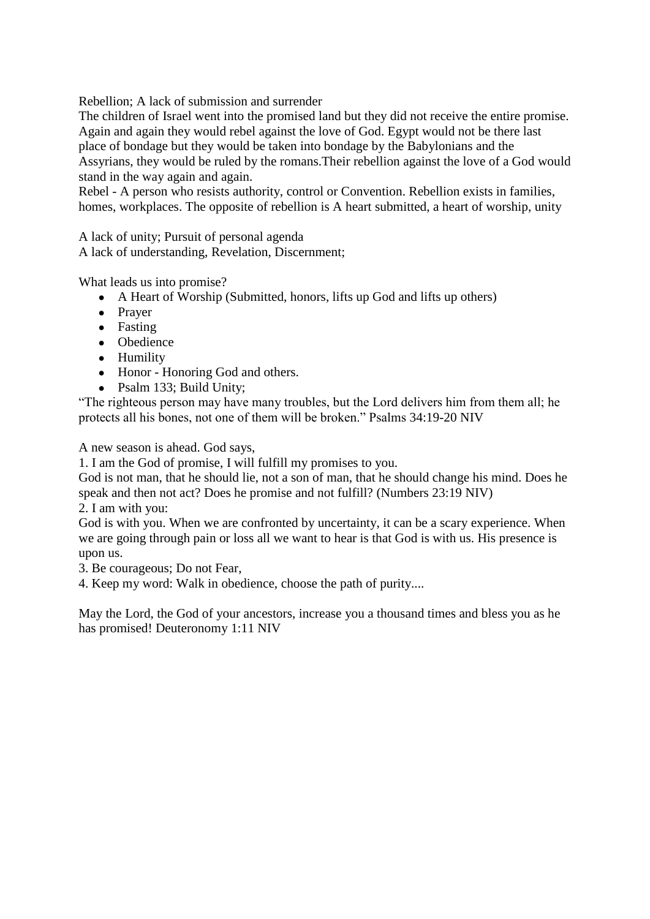Rebellion; A lack of submission and surrender

The children of Israel went into the promised land but they did not receive the entire promise. Again and again they would rebel against the love of God. Egypt would not be there last place of bondage but they would be taken into bondage by the Babylonians and the Assyrians, they would be ruled by the romans.Their rebellion against the love of a God would stand in the way again and again.

Rebel - A person who resists authority, control or Convention. Rebellion exists in families, homes, workplaces. The opposite of rebellion is A heart submitted, a heart of worship, unity

A lack of unity; Pursuit of personal agenda

A lack of understanding, Revelation, Discernment;

What leads us into promise?

- A Heart of Worship (Submitted, honors, lifts up God and lifts up others)
- Prayer
- Fasting
- Obedience
- Humility
- Honor - Honoring God and others.
- Psalm 133; Build Unity;

“The righteous person may have many troubles, but the Lord delivers him from them all; he protects all his bones, not one of them will be broken.” Psalms 34:19-20 NIV

A new season is ahead. God says,

1. I am the God of promise, I will fulfill my promises to you.

God is not man, that he should lie, not a son of man, that he should change his mind. Does he speak and then not act? Does he promise and not fulfill? (Numbers 23:19 NIV)

2. I am with you:

God is with you. When we are confronted by uncertainty, it can be a scary experience. When we are going through pain or loss all we want to hear is that God is with us. His presence is upon us.

3. Be courageous; Do not Fear,

4. Keep my word: Walk in obedience, choose the path of purity....

May the Lord, the God of your ancestors, increase you a thousand times and bless you as he has promised! Deuteronomy 1:11 NIV